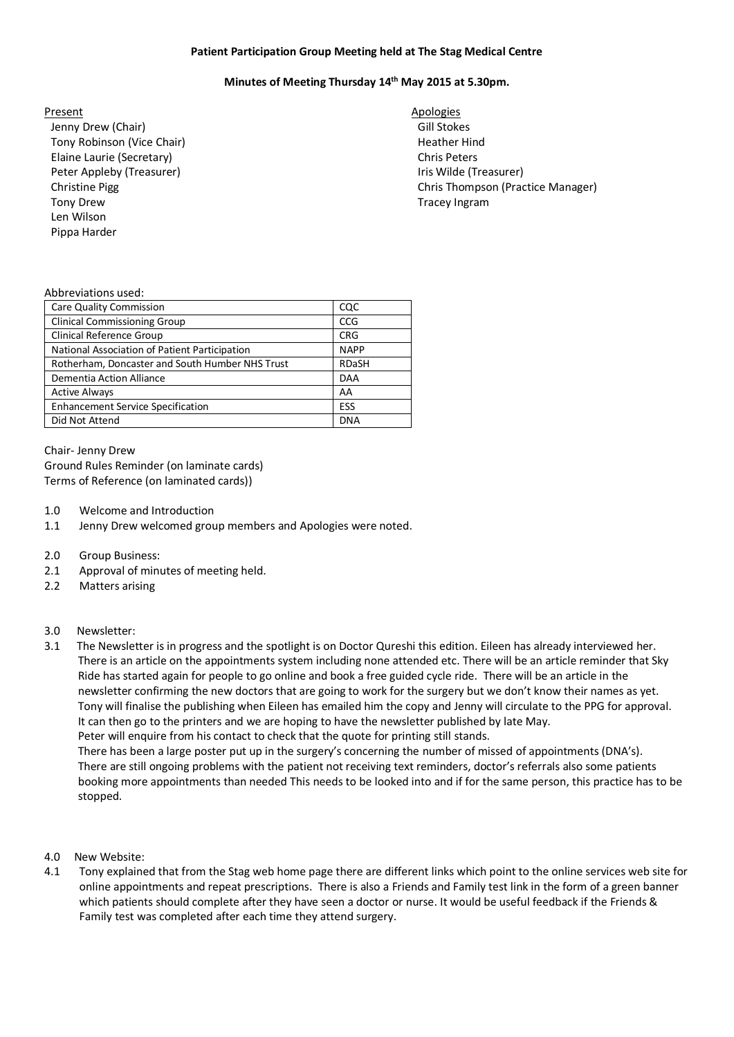**Patient Participation Group Meeting held at The Stag Medical Centre**

**Minutes of Meeting Thursday 14th May 2015 at 5.30pm.**

Present
- Jenny Drew (Chair)
- Tony Robinson (Vice Chair)
- Elaine Laurie (Secretary)
- Peter Appleby (Treasurer)
- Christine Pigg
- Tony Drew
- Len Wilson
- Pippa Harder

Apologies
- Gill Stokes
- Heather Hind
- Chris Peters
- Iris Wilde (Treasurer)
- Chris Thompson (Practice Manager)
- Tracey Ingram

Abbreviations used:

| | |
|---|---|
| Care Quality Commission | CQC |
| Clinical Commissioning Group | CCG |
| Clinical Reference Group | CRG |
| National Association of Patient Participation | NAPP |
| Rotherham, Doncaster and South Humber NHS Trust | RDaSH |
| Dementia Action Alliance | DAA |
| Active Always | AA |
| Enhancement Service Specification | ESS |
| Did Not Attend | DNA |

Chair- Jenny Drew
Ground Rules Reminder (on laminate cards)
Terms of Reference (on laminated cards))

1.0 Welcome and Introduction

1.1 Jenny Drew welcomed group members and Apologies were noted.

2.0 Group Business:

2.1 Approval of minutes of meeting held.

2.2 Matters arising

3.0 Newsletter:

3.1 The Newsletter is in progress and the spotlight is on Doctor Qureshi this edition. Eileen has already interviewed her. There is an article on the appointments system including none attended etc. There will be an article reminder that Sky Ride has started again for people to go online and book a free guided cycle ride. There will be an article in the newsletter confirming the new doctors that are going to work for the surgery but we don't know their names as yet. Tony will finalise the publishing when Eileen has emailed him the copy and Jenny will circulate to the PPG for approval. It can then go to the printers and we are hoping to have the newsletter published by late May.
Peter will enquire from his contact to check that the quote for printing still stands.
There has been a large poster put up in the surgery's concerning the number of missed of appointments (DNA's). There are still ongoing problems with the patient not receiving text reminders, doctor's referrals also some patients booking more appointments than needed This needs to be looked into and if for the same person, this practice has to be stopped.

4.0 New Website:

4.1 Tony explained that from the Stag web home page there are different links which point to the online services web site for online appointments and repeat prescriptions. There is also a Friends and Family test link in the form of a green banner which patients should complete after they have seen a doctor or nurse. It would be useful feedback if the Friends & Family test was completed after each time they attend surgery.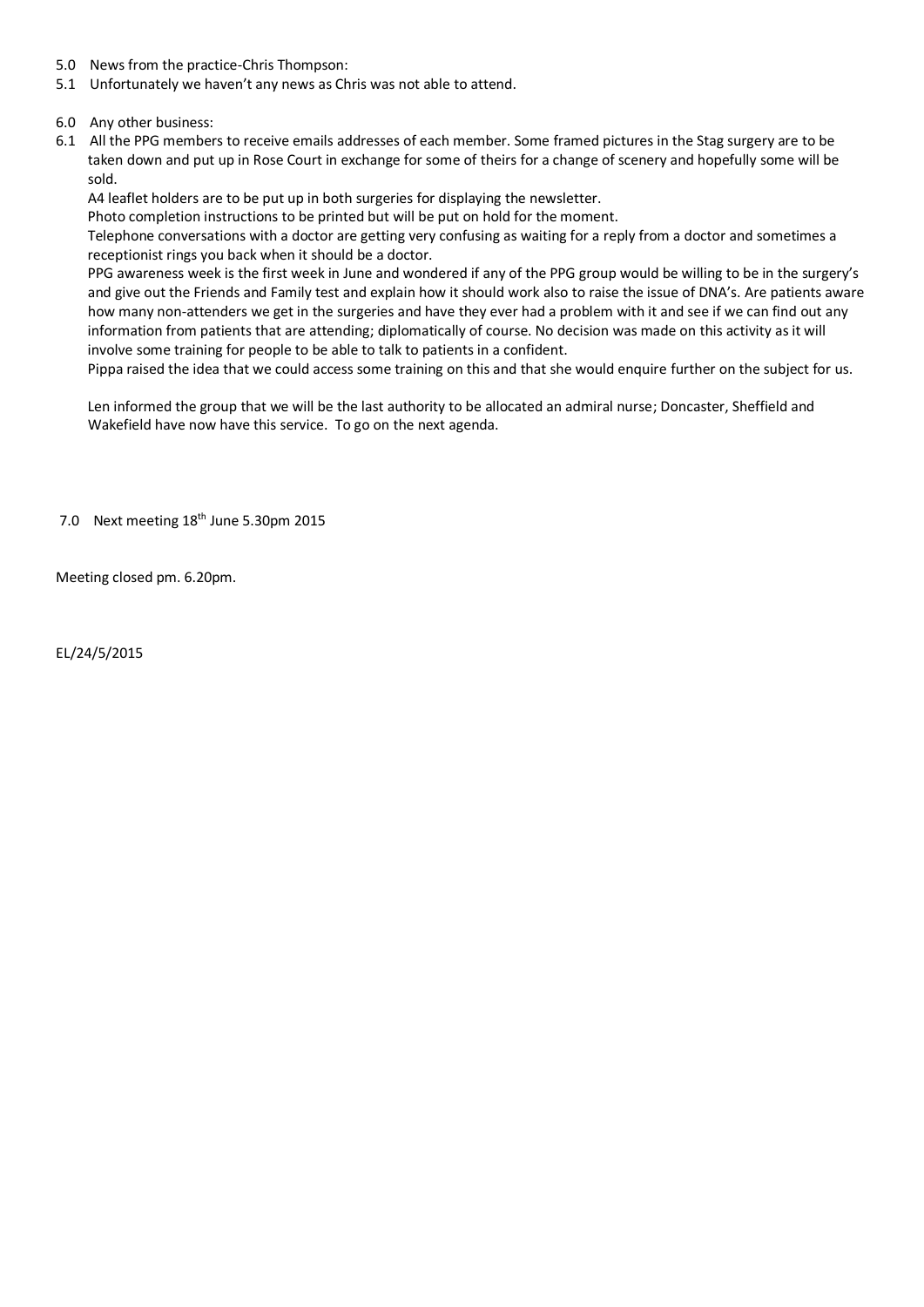5.0 News from the practice-Chris Thompson:

5.1 Unfortunately we haven't any news as Chris was not able to attend.

6.0 Any other business:

6.1 All the PPG members to receive emails addresses of each member. Some framed pictures in the Stag surgery are to be taken down and put up in Rose Court in exchange for some of theirs for a change of scenery and hopefully some will be sold.

A4 leaflet holders are to be put up in both surgeries for displaying the newsletter.

Photo completion instructions to be printed but will be put on hold for the moment.

Telephone conversations with a doctor are getting very confusing as waiting for a reply from a doctor and sometimes a receptionist rings you back when it should be a doctor.

PPG awareness week is the first week in June and wondered if any of the PPG group would be willing to be in the surgery's and give out the Friends and Family test and explain how it should work also to raise the issue of DNA's. Are patients aware how many non-attenders we get in the surgeries and have they ever had a problem with it and see if we can find out any information from patients that are attending; diplomatically of course. No decision was made on this activity as it will involve some training for people to be able to talk to patients in a confident.

Pippa raised the idea that we could access some training on this and that she would enquire further on the subject for us.

Len informed the group that we will be the last authority to be allocated an admiral nurse; Doncaster, Sheffield and Wakefield have now have this service. To go on the next agenda.

7.0 Next meeting 18th June 5.30pm 2015

Meeting closed pm. 6.20pm.

EL/24/5/2015